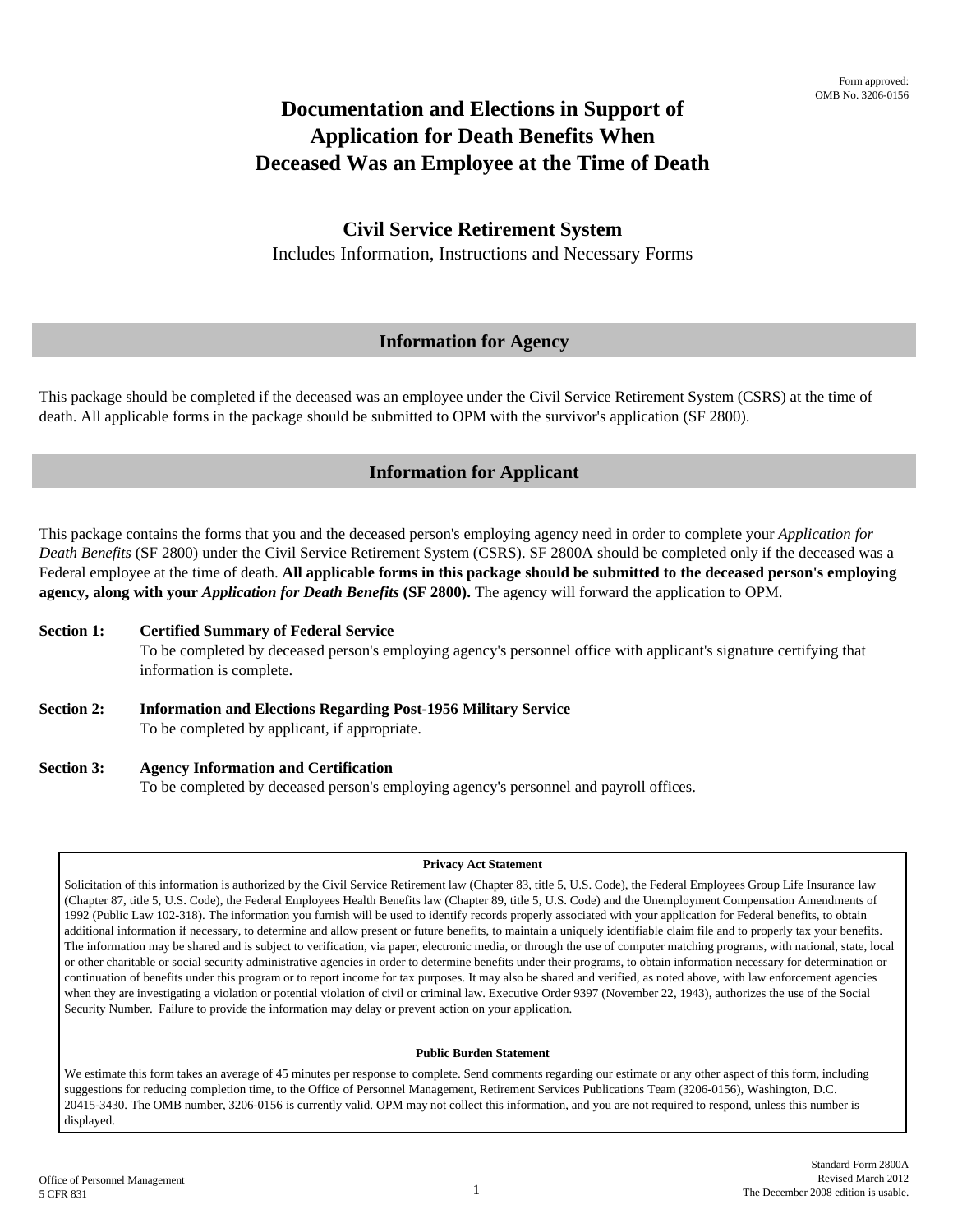Form approved:
OMB No. 3206-0156

# Documentation and Elections in Support of Application for Death Benefits When Deceased Was an Employee at the Time of Death

## Civil Service Retirement System

Includes Information, Instructions and Necessary Forms

## Information for Agency

This package should be completed if the deceased was an employee under the Civil Service Retirement System (CSRS) at the time of death. All applicable forms in the package should be submitted to OPM with the survivor's application (SF 2800).

## Information for Applicant

This package contains the forms that you and the deceased person's employing agency need in order to complete your *Application for Death Benefits* (SF 2800) under the Civil Service Retirement System (CSRS). SF 2800A should be completed only if the deceased was a Federal employee at the time of death. **All applicable forms in this package should be submitted to the deceased person's employing agency, along with your *Application for Death Benefits* (SF 2800).** The agency will forward the application to OPM.

**Section 1:** **Certified Summary of Federal Service**
To be completed by deceased person's employing agency's personnel office with applicant's signature certifying that information is complete.

**Section 2:** **Information and Elections Regarding Post-1956 Military Service**
To be completed by applicant, if appropriate.

**Section 3:** **Agency Information and Certification**
To be completed by deceased person's employing agency's personnel and payroll offices.

**Privacy Act Statement**

Solicitation of this information is authorized by the Civil Service Retirement law (Chapter 83, title 5, U.S. Code), the Federal Employees Group Life Insurance law (Chapter 87, title 5, U.S. Code), the Federal Employees Health Benefits law (Chapter 89, title 5, U.S. Code) and the Unemployment Compensation Amendments of 1992 (Public Law 102-318). The information you furnish will be used to identify records properly associated with your application for Federal benefits, to obtain additional information if necessary, to determine and allow present or future benefits, to maintain a uniquely identifiable claim file and to properly tax your benefits. The information may be shared and is subject to verification, via paper, electronic media, or through the use of computer matching programs, with national, state, local or other charitable or social security administrative agencies in order to determine benefits under their programs, to obtain information necessary for determination or continuation of benefits under this program or to report income for tax purposes. It may also be shared and verified, as noted above, with law enforcement agencies when they are investigating a violation or potential violation of civil or criminal law. Executive Order 9397 (November 22, 1943), authorizes the use of the Social Security Number. Failure to provide the information may delay or prevent action on your application.

**Public Burden Statement**

We estimate this form takes an average of 45 minutes per response to complete. Send comments regarding our estimate or any other aspect of this form, including suggestions for reducing completion time, to the Office of Personnel Management, Retirement Services Publications Team (3206-0156), Washington, D.C. 20415-3430. The OMB number, 3206-0156 is currently valid. OPM may not collect this information, and you are not required to respond, unless this number is displayed.

Office of Personnel Management
5 CFR 831

Standard Form 2800A
Revised March 2012
The December 2008 edition is usable.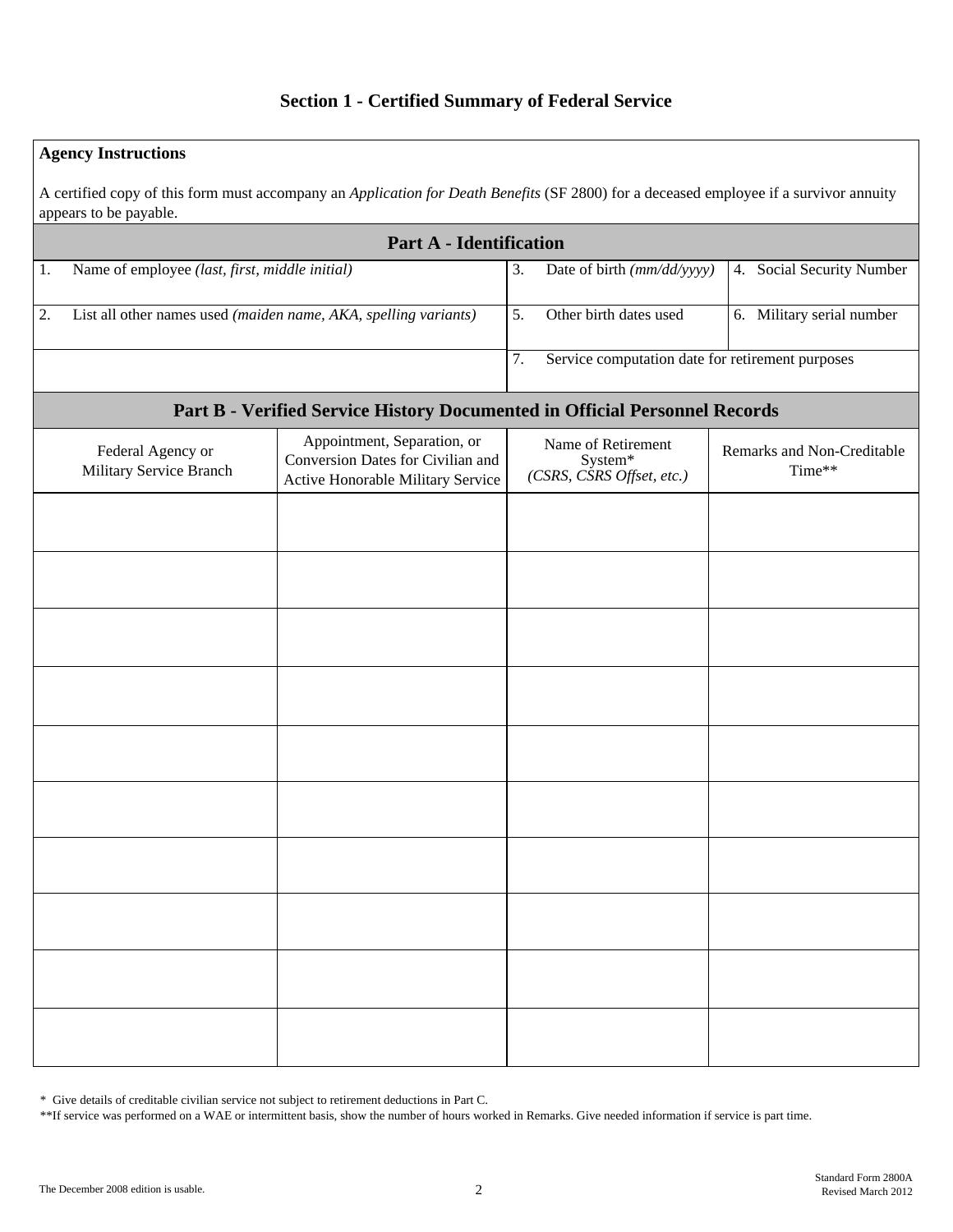## Section 1 - Certified Summary of Federal Service

**Agency Instructions**

A certified copy of this form must accompany an *Application for Death Benefits* (SF 2800) for a deceased employee if a survivor annuity appears to be payable.

### Part A - Identification

| | | |
|---|---|---|
| 1. Name of employee *(last, first, middle initial)* | 3. Date of birth *(mm/dd/yyyy)* | 4. Social Security Number |
| 2. List all other names used *(maiden name, AKA, spelling variants)* | 5. Other birth dates used | 6. Military serial number |
| | 7. Service computation date for retirement purposes | |

### Part B - Verified Service History Documented in Official Personnel Records

| Federal Agency or Military Service Branch | Appointment, Separation, or Conversion Dates for Civilian and Active Honorable Military Service | Name of Retirement System* *(CSRS, CSRS Offset, etc.)* | Remarks and Non-Creditable Time** |
|---|---|---|---|
| | | | |
| | | | |
| | | | |
| | | | |
| | | | |
| | | | |
| | | | |
| | | | |
| | | | |
| | | | |

\* Give details of creditable civilian service not subject to retirement deductions in Part C.

\*\*If service was performed on a WAE or intermittent basis, show the number of hours worked in Remarks. Give needed information if service is part time.

The December 2008 edition is usable.

Standard Form 2800A
Revised March 2012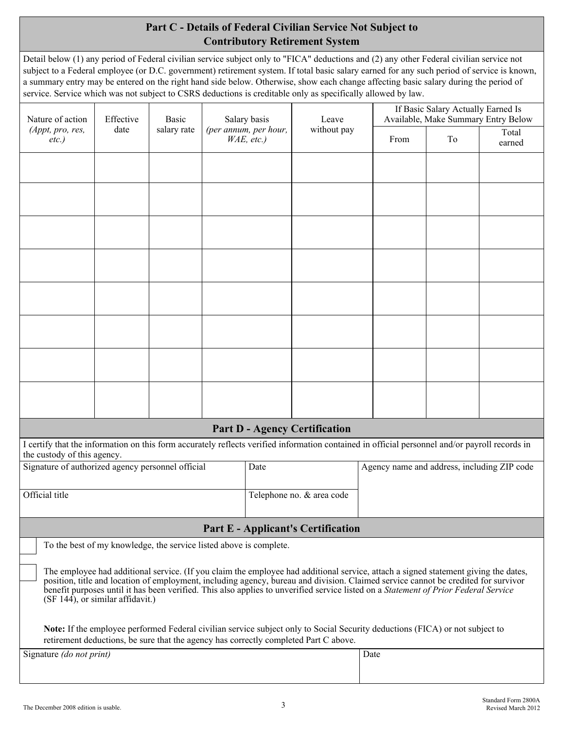## Part C - Details of Federal Civilian Service Not Subject to Contributory Retirement System

Detail below (1) any period of Federal civilian service subject only to "FICA" deductions and (2) any other Federal civilian service not subject to a Federal employee (or D.C. government) retirement system. If total basic salary earned for any such period of service is known, a summary entry may be entered on the right hand side below. Otherwise, show each change affecting basic salary during the period of service. Service which was not subject to CSRS deductions is creditable only as specifically allowed by law.

| Nature of action *(Appt, pro, res, etc.)* | Effective date | Basic salary rate | Salary basis *(per annum, per hour, WAE, etc.)* | Leave without pay | If Basic Salary Actually Earned Is Available, Make Summary Entry Below | | |
|---|---|---|---|---|---|---|---|
| | | | | | From | To | Total earned |
| | | | | | | | |
| | | | | | | | |
| | | | | | | | |
| | | | | | | | |
| | | | | | | | |
| | | | | | | | |
| | | | | | | | |
| | | | | | | | |

## Part D - Agency Certification

I certify that the information on this form accurately reflects verified information contained in official personnel and/or payroll records in the custody of this agency.

| Signature of authorized agency personnel official | Date | Agency name and address, including ZIP code |
|---|---|---|
| Official title | Telephone no. & area code | |

## Part E - Applicant's Certification

☐ To the best of my knowledge, the service listed above is complete.

☐ The employee had additional service. (If you claim the employee had additional service, attach a signed statement giving the dates, position, title and location of employment, including agency, bureau and division. Claimed service cannot be credited for survivor benefit purposes until it has been verified. This also applies to unverified service listed on a *Statement of Prior Federal Service* (SF 144), or similar affidavit.)

**Note:** If the employee performed Federal civilian service subject only to Social Security deductions (FICA) or not subject to retirement deductions, be sure that the agency has correctly completed Part C above.

| Signature *(do not print)* | Date |
|---|---|
| | |

The December 2008 edition is usable.

Standard Form 2800A
Revised March 2012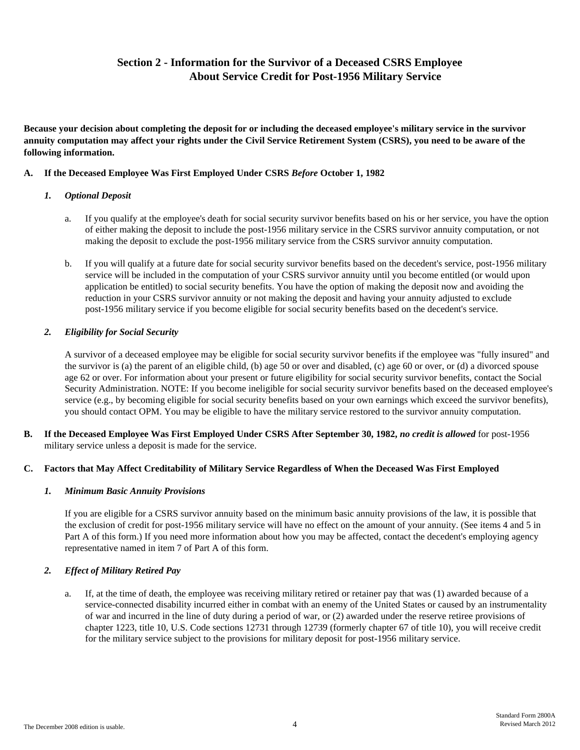## Section 2 - Information for the Survivor of a Deceased CSRS Employee About Service Credit for Post-1956 Military Service

**Because your decision about completing the deposit for or including the deceased employee's military service in the survivor annuity computation may affect your rights under the Civil Service Retirement System (CSRS), you need to be aware of the following information.**

**A. If the Deceased Employee Was First Employed Under CSRS *Before* October 1, 1982**

***1. Optional Deposit***

a. If you qualify at the employee's death for social security survivor benefits based on his or her service, you have the option of either making the deposit to include the post-1956 military service in the CSRS survivor annuity computation, or not making the deposit to exclude the post-1956 military service from the CSRS survivor annuity computation.

b. If you will qualify at a future date for social security survivor benefits based on the decedent's service, post-1956 military service will be included in the computation of your CSRS survivor annuity until you become entitled (or would upon application be entitled) to social security benefits. You have the option of making the deposit now and avoiding the reduction in your CSRS survivor annuity or not making the deposit and having your annuity adjusted to exclude post-1956 military service if you become eligible for social security benefits based on the decedent's service.

***2. Eligibility for Social Security***

A survivor of a deceased employee may be eligible for social security survivor benefits if the employee was "fully insured" and the survivor is (a) the parent of an eligible child, (b) age 50 or over and disabled, (c) age 60 or over, or (d) a divorced spouse age 62 or over. For information about your present or future eligibility for social security survivor benefits, contact the Social Security Administration. NOTE: If you become ineligible for social security survivor benefits based on the deceased employee's service (e.g., by becoming eligible for social security benefits based on your own earnings which exceed the survivor benefits), you should contact OPM. You may be eligible to have the military service restored to the survivor annuity computation.

**B. If the Deceased Employee Was First Employed Under CSRS After September 30, 1982, *no credit is allowed*** for post-1956 military service unless a deposit is made for the service.

**C. Factors that May Affect Creditability of Military Service Regardless of When the Deceased Was First Employed**

***1. Minimum Basic Annuity Provisions***

If you are eligible for a CSRS survivor annuity based on the minimum basic annuity provisions of the law, it is possible that the exclusion of credit for post-1956 military service will have no effect on the amount of your annuity. (See items 4 and 5 in Part A of this form.) If you need more information about how you may be affected, contact the decedent's employing agency representative named in item 7 of Part A of this form.

***2. Effect of Military Retired Pay***

a. If, at the time of death, the employee was receiving military retired or retainer pay that was (1) awarded because of a service-connected disability incurred either in combat with an enemy of the United States or caused by an instrumentality of war and incurred in the line of duty during a period of war, or (2) awarded under the reserve retiree provisions of chapter 1223, title 10, U.S. Code sections 12731 through 12739 (formerly chapter 67 of title 10), you will receive credit for the military service subject to the provisions for military deposit for post-1956 military service.

The December 2008 edition is usable.

Standard Form 2800A
Revised March 2012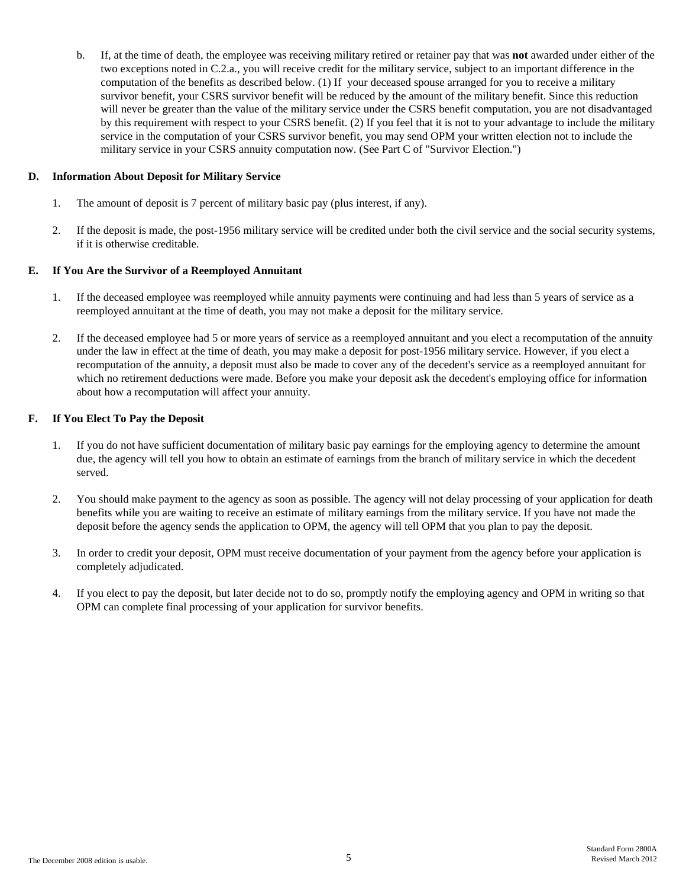b. If, at the time of death, the employee was receiving military retired or retainer pay that was **not** awarded under either of the two exceptions noted in C.2.a., you will receive credit for the military service, subject to an important difference in the computation of the benefits as described below. (1) If your deceased spouse arranged for you to receive a military survivor benefit, your CSRS survivor benefit will be reduced by the amount of the military benefit. Since this reduction will never be greater than the value of the military service under the CSRS benefit computation, you are not disadvantaged by this requirement with respect to your CSRS benefit. (2) If you feel that it is not to your advantage to include the military service in the computation of your CSRS survivor benefit, you may send OPM your written election not to include the military service in your CSRS annuity computation now. (See Part C of "Survivor Election.")

**D. Information About Deposit for Military Service**

1. The amount of deposit is 7 percent of military basic pay (plus interest, if any).

2. If the deposit is made, the post-1956 military service will be credited under both the civil service and the social security systems, if it is otherwise creditable.

**E. If You Are the Survivor of a Reemployed Annuitant**

1. If the deceased employee was reemployed while annuity payments were continuing and had less than 5 years of service as a reemployed annuitant at the time of death, you may not make a deposit for the military service.

2. If the deceased employee had 5 or more years of service as a reemployed annuitant and you elect a recomputation of the annuity under the law in effect at the time of death, you may make a deposit for post-1956 military service. However, if you elect a recomputation of the annuity, a deposit must also be made to cover any of the decedent's service as a reemployed annuitant for which no retirement deductions were made. Before you make your deposit ask the decedent's employing office for information about how a recomputation will affect your annuity.

**F. If You Elect To Pay the Deposit**

1. If you do not have sufficient documentation of military basic pay earnings for the employing agency to determine the amount due, the agency will tell you how to obtain an estimate of earnings from the branch of military service in which the decedent served.

2. You should make payment to the agency as soon as possible. The agency will not delay processing of your application for death benefits while you are waiting to receive an estimate of military earnings from the military service. If you have not made the deposit before the agency sends the application to OPM, the agency will tell OPM that you plan to pay the deposit.

3. In order to credit your deposit, OPM must receive documentation of your payment from the agency before your application is completely adjudicated.

4. If you elect to pay the deposit, but later decide not to do so, promptly notify the employing agency and OPM in writing so that OPM can complete final processing of your application for survivor benefits.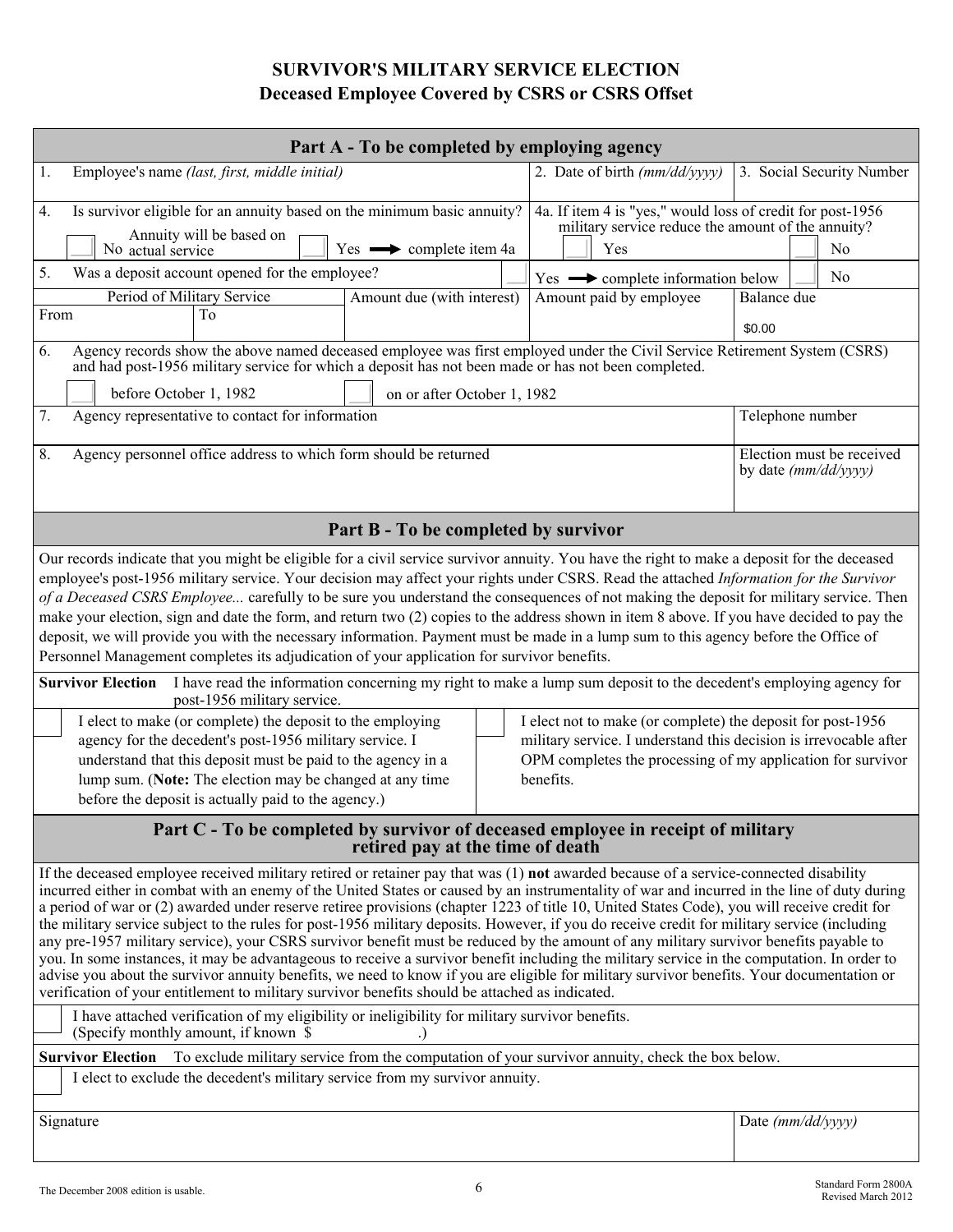# SURVIVOR'S MILITARY SERVICE ELECTION
## Deceased Employee Covered by CSRS or CSRS Offset

### Part A - To be completed by employing agency

| 1. Employee's name *(last, first, middle initial)* | 2. Date of birth *(mm/dd/yyyy)* | 3. Social Security Number |
|---|---|---|
| | | |

4. Is survivor eligible for an annuity based on the minimum basic annuity?

☐ No Annuity will be based on actual service ☐ Yes → complete item 4a

4a. If item 4 is "yes," would loss of credit for post-1956 military service reduce the amount of the annuity?

☐ Yes ☐ No

5. Was a deposit account opened for the employee? ☐ Yes → complete information below ☐ No

| Period of Military Service | | Amount due (with interest) | Amount paid by employee | Balance due |
|---|---|---|---|---|
| From | To | | | $0.00 |

6. Agency records show the above named deceased employee was first employed under the Civil Service Retirement System (CSRS) and had post-1956 military service for which a deposit has not been made or has not been completed.

☐ before October 1, 1982 ☐ on or after October 1, 1982

| 7. Agency representative to contact for information | Telephone number |
|---|---|
| | |

| 8. Agency personnel office address to which form should be returned | Election must be received by date *(mm/dd/yyyy)* |
|---|---|
| | |

### Part B - To be completed by survivor

Our records indicate that you might be eligible for a civil service survivor annuity. You have the right to make a deposit for the deceased employee's post-1956 military service. Your decision may affect your rights under CSRS. Read the attached *Information for the Survivor of a Deceased CSRS Employee...* carefully to be sure you understand the consequences of not making the deposit for military service. Then make your election, sign and date the form, and return two (2) copies to the address shown in item 8 above. If you have decided to pay the deposit, we will provide you with the necessary information. Payment must be made in a lump sum to this agency before the Office of Personnel Management completes its adjudication of your application for survivor benefits.

**Survivor Election** I have read the information concerning my right to make a lump sum deposit to the decedent's employing agency for post-1956 military service.

☐ I elect to make (or complete) the deposit to the employing agency for the decedent's post-1956 military service. I understand that this deposit must be paid to the agency in a lump sum. (**Note:** The election may be changed at any time before the deposit is actually paid to the agency.)

☐ I elect not to make (or complete) the deposit for post-1956 military service. I understand this decision is irrevocable after OPM completes the processing of my application for survivor benefits.

### Part C - To be completed by survivor of deceased employee in receipt of military retired pay at the time of death

If the deceased employee received military retired or retainer pay that was (1) **not** awarded because of a service-connected disability incurred either in combat with an enemy of the United States or caused by an instrumentality of war and incurred in the line of duty during a period of war or (2) awarded under reserve retiree provisions (chapter 1223 of title 10, United States Code), you will receive credit for the military service subject to the rules for post-1956 military deposits. However, if you do receive credit for military service (including any pre-1957 military service), your CSRS survivor benefit must be reduced by the amount of any military survivor benefits payable to you. In some instances, it may be advantageous to receive a survivor benefit including the military service in the computation. In order to advise you about the survivor annuity benefits, we need to know if you are eligible for military survivor benefits. Your documentation or verification of your entitlement to military survivor benefits should be attached as indicated.

☐ I have attached verification of my eligibility or ineligibility for military survivor benefits. (Specify monthly amount, if known $ .)

**Survivor Election** To exclude military service from the computation of your survivor annuity, check the box below.

☐ I elect to exclude the decedent's military service from my survivor annuity.

| Signature | Date *(mm/dd/yyyy)* |
|---|---|
| | |

The December 2008 edition is usable.

Standard Form 2800A
Revised March 2012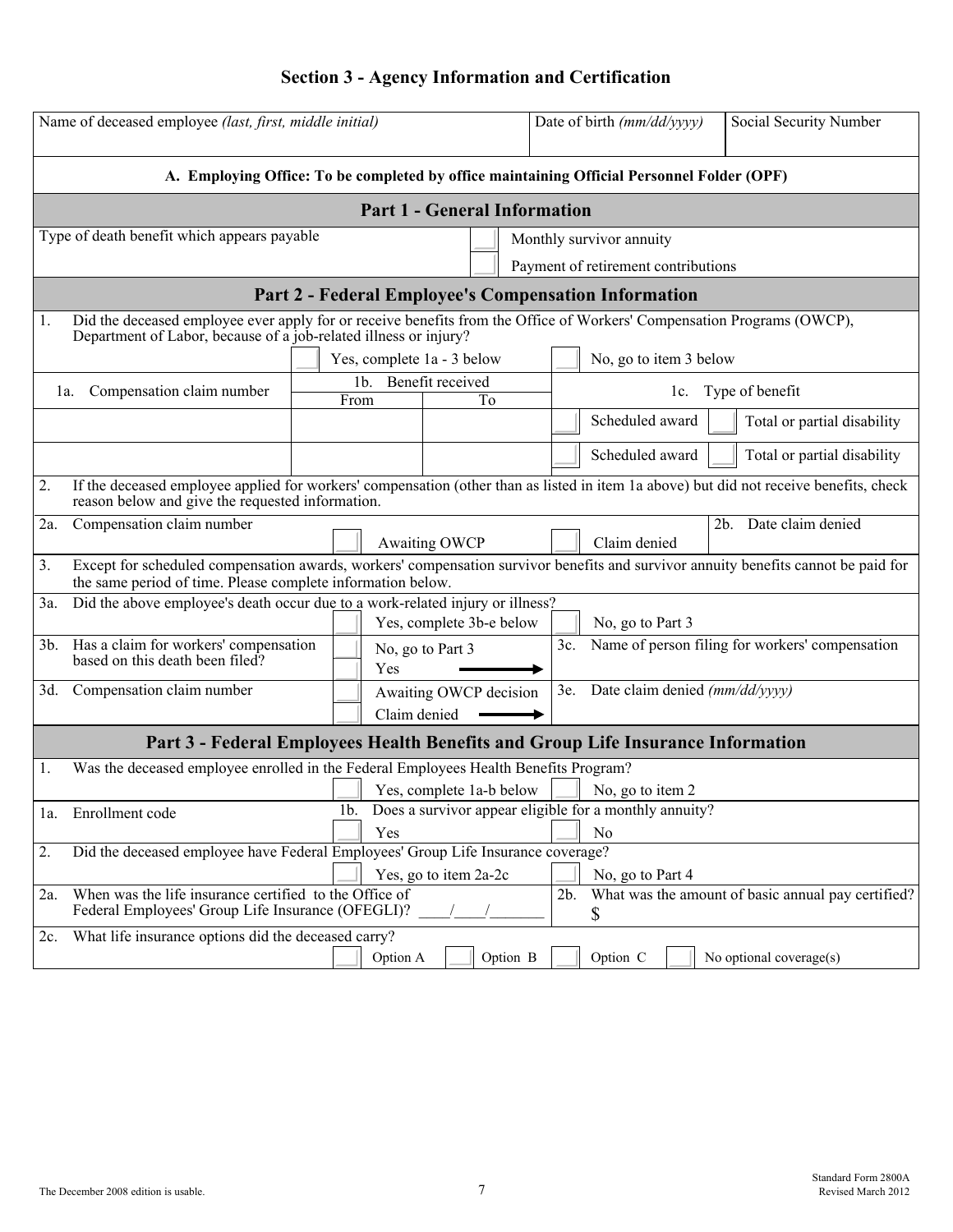# Section 3 - Agency Information and Certification

| Name of deceased employee *(last, first, middle initial)* | Date of birth *(mm/dd/yyyy)* | Social Security Number |
|---|---|---|
| | | |

**A. Employing Office: To be completed by office maintaining Official Personnel Folder (OPF)**

## Part 1 - General Information

Type of death benefit which appears payable

- ☐ Monthly survivor annuity
- ☐ Payment of retirement contributions

## Part 2 - Federal Employee's Compensation Information

1. Did the deceased employee ever apply for or receive benefits from the Office of Workers' Compensation Programs (OWCP), Department of Labor, because of a job-related illness or injury?

   ☐ Yes, complete 1a - 3 below ☐ No, go to item 3 below

| 1a. Compensation claim number | 1b. Benefit received | | 1c. Type of benefit | |
|---|---|---|---|---|
| | From | To | | |
| | | | ☐ Scheduled award | ☐ Total or partial disability |
| | | | ☐ Scheduled award | ☐ Total or partial disability |

2. If the deceased employee applied for workers' compensation (other than as listed in item 1a above) but did not receive benefits, check reason below and give the requested information.

| 2a. Compensation claim number | | | 2b. Date claim denied |
|---|---|---|---|
| | ☐ Awaiting OWCP | ☐ Claim denied | |

3. Except for scheduled compensation awards, workers' compensation survivor benefits and survivor annuity benefits cannot be paid for the same period of time. Please complete information below.

3a. Did the above employee's death occur due to a work-related injury or illness?

☐ Yes, complete 3b-e below ☐ No, go to Part 3

| 3b. Has a claim for workers' compensation based on this death been filed? | ☐ No, go to Part 3<br>☐ Yes → | 3c. Name of person filing for workers' compensation |
|---|---|---|
| 3d. Compensation claim number | ☐ Awaiting OWCP decision<br>☐ Claim denied → | 3e. Date claim denied *(mm/dd/yyyy)* |

## Part 3 - Federal Employees Health Benefits and Group Life Insurance Information

1. Was the deceased employee enrolled in the Federal Employees Health Benefits Program?

   ☐ Yes, complete 1a-b below ☐ No, go to item 2

| 1a. Enrollment code | 1b. Does a survivor appear eligible for a monthly annuity? |
|---|---|
| | ☐ Yes ☐ No |

2. Did the deceased employee have Federal Employees' Group Life Insurance coverage?

   ☐ Yes, go to item 2a-2c ☐ No, go to Part 4

| 2a. When was the life insurance certified to the Office of Federal Employees' Group Life Insurance (OFEGLI)? ____/____/_______ | 2b. What was the amount of basic annual pay certified? $ |
|---|---|

2c. What life insurance options did the deceased carry?

☐ Option A ☐ Option B ☐ Option C ☐ No optional coverage(s)

The December 2008 edition is usable.

Standard Form 2800A
Revised March 2012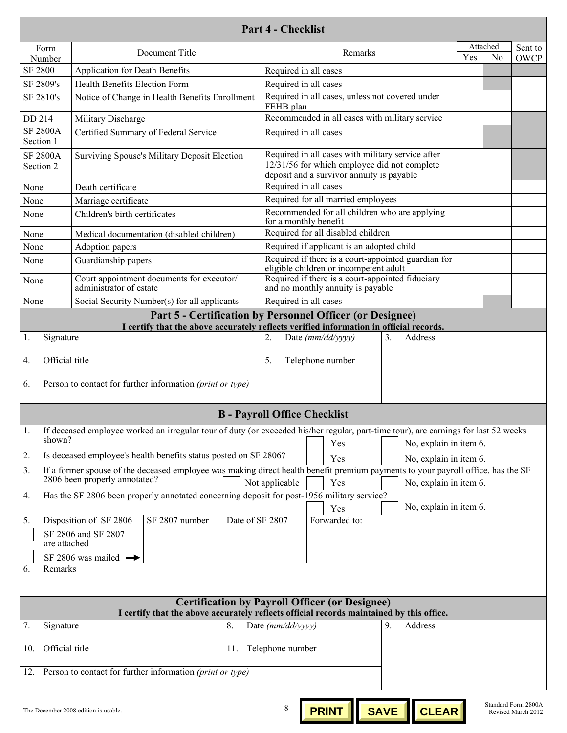## Part 4 - Checklist

| Form Number | Document Title | Remarks | Attached Yes | Attached No | Sent to OWCP |
|---|---|---|---|---|---|
| SF 2800 | Application for Death Benefits | Required in all cases | | | |
| SF 2809's | Health Benefits Election Form | Required in all cases | | | |
| SF 2810's | Notice of Change in Health Benefits Enrollment | Required in all cases, unless not covered under FEHB plan | | | |
| DD 214 | Military Discharge | Recommended in all cases with military service | | | |
| SF 2800A Section 1 | Certified Summary of Federal Service | Required in all cases | | | |
| SF 2800A Section 2 | Surviving Spouse's Military Deposit Election | Required in all cases with military service after 12/31/56 for which employee did not complete deposit and a survivor annuity is payable | | | |
| None | Death certificate | Required in all cases | | | |
| None | Marriage certificate | Required for all married employees | | | |
| None | Children's birth certificates | Recommended for all children who are applying for a monthly benefit | | | |
| None | Medical documentation (disabled children) | Required for all disabled children | | | |
| None | Adoption papers | Required if applicant is an adopted child | | | |
| None | Guardianship papers | Required if there is a court-appointed guardian for eligible children or incompetent adult | | | |
| None | Court appointment documents for executor/ administrator of estate | Required if there is a court-appointed fiduciary and no monthly annuity is payable | | | |
| None | Social Security Number(s) for all applicants | Required in all cases | | | |

## Part 5 - Certification by Personnel Officer (or Designee)

**I certify that the above accurately reflects verified information in official records.**

1. Signature
2. Date *(mm/dd/yyyy)*
3. Address
4. Official title
5. Telephone number
6. Person to contact for further information *(print or type)*

## B - Payroll Office Checklist

1. If deceased employee worked an irregular tour of duty (or exceeded his/her regular, part-time tour), are earnings for last 52 weeks shown? ☐ Yes ☐ No, explain in item 6.
2. Is deceased employee's health benefits status posted on SF 2806? ☐ Yes ☐ No, explain in item 6.
3. If a former spouse of the deceased employee was making direct health benefit premium payments to your payroll office, has the SF 2806 been properly annotated? ☐ Not applicable ☐ Yes ☐ No, explain in item 6.
4. Has the SF 2806 been properly annotated concerning deposit for post-1956 military service? ☐ Yes ☐ No, explain in item 6.
5. Disposition of SF 2806
   - ☐ SF 2806 and SF 2807 are attached
   - ☐ SF 2806 was mailed →

   SF 2807 number | Date of SF 2807 | Forwarded to:
6. Remarks

## Certification by Payroll Officer (or Designee)

**I certify that the above accurately reflects official records maintained by this office.**

7. Signature
8. Date *(mm/dd/yyyy)*
9. Address
10. Official title
11. Telephone number
12. Person to contact for further information *(print or type)*

The December 2008 edition is usable.

Standard Form 2800A
Revised March 2012